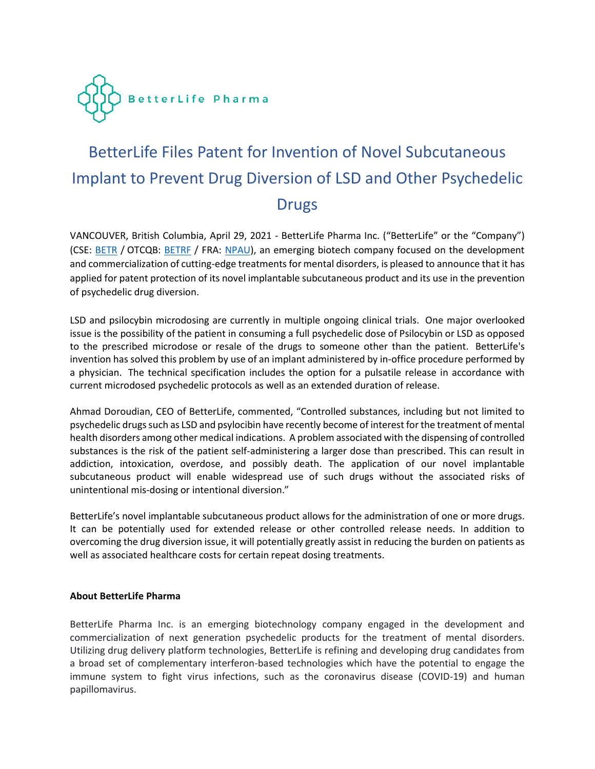BetterLife Pharma

# BetterLife Files Patent for Invention of Novel Subcutaneous Implant to Prevent Drug Diversion of LSD and Other Psychedelic Drugs

VANCOUVER, British Columbia, April 29, 2021 - BetterLife Pharma Inc. ("BetterLife" or the "Company") (CSE: BETR / OTCQB: BETRF / FRA: NPAU), an emerging biotech company focused on the development and commercialization of cutting-edge treatments for mental disorders, is pleased to announce that it has applied for patent protection of its novel implantable subcutaneous product and its use in the prevention of psychedelic drug diversion.

LSD and psilocybin microdosing are currently in multiple ongoing clinical trials. One major overlooked issue is the possibility of the patient in consuming a full psychedelic dose of Psilocybin or LSD as opposed to the prescribed microdose or resale of the drugs to someone other than the patient. BetterLife's invention has solved this problem by use of an implant administered by in-office procedure performed by a physician. The technical specification includes the option for a pulsatile release in accordance with current microdosed psychedelic protocols as well as an extended duration of release.

Ahmad Doroudian, CEO of BetterLife, commented, "Controlled substances, including but not limited to psychedelic drugs such as LSD and psylocibin have recently become of interest for the treatment of mental health disorders among other medical indications. A problem associated with the dispensing of controlled substances is the risk of the patient self-administering a larger dose than prescribed. This can result in addiction, intoxication, overdose, and possibly death. The application of our novel implantable subcutaneous product will enable widespread use of such drugs without the associated risks of unintentional mis-dosing or intentional diversion."

BetterLife's novel implantable subcutaneous product allows for the administration of one or more drugs. It can be potentially used for extended release or other controlled release needs. In addition to overcoming the drug diversion issue, it will potentially greatly assist in reducing the burden on patients as well as associated healthcare costs for certain repeat dosing treatments.

**About BetterLife Pharma**

BetterLife Pharma Inc. is an emerging biotechnology company engaged in the development and commercialization of next generation psychedelic products for the treatment of mental disorders. Utilizing drug delivery platform technologies, BetterLife is refining and developing drug candidates from a broad set of complementary interferon-based technologies which have the potential to engage the immune system to fight virus infections, such as the coronavirus disease (COVID-19) and human papillomavirus.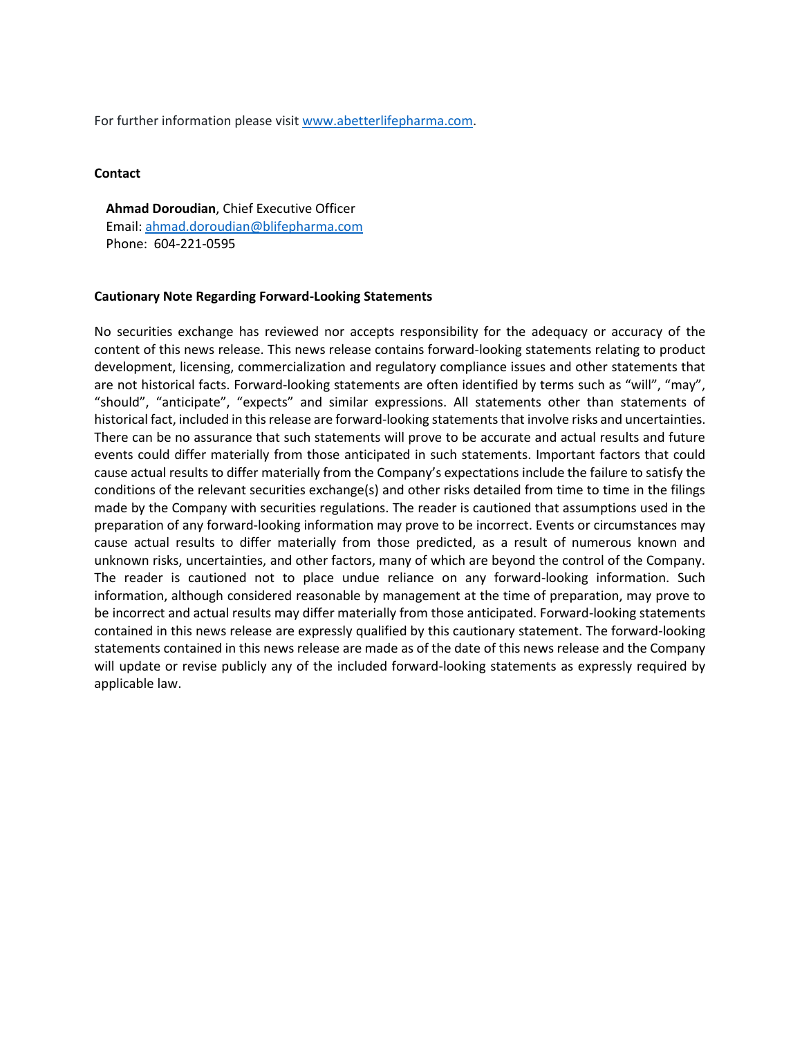For further information please visit www.abetterlifepharma.com.

**Contact**

**Ahmad Doroudian**, Chief Executive Officer
Email: ahmad.doroudian@blifepharma.com
Phone: 604-221-0595

**Cautionary Note Regarding Forward-Looking Statements**

No securities exchange has reviewed nor accepts responsibility for the adequacy or accuracy of the content of this news release. This news release contains forward-looking statements relating to product development, licensing, commercialization and regulatory compliance issues and other statements that are not historical facts. Forward-looking statements are often identified by terms such as "will", "may", "should", "anticipate", "expects" and similar expressions. All statements other than statements of historical fact, included in this release are forward-looking statements that involve risks and uncertainties. There can be no assurance that such statements will prove to be accurate and actual results and future events could differ materially from those anticipated in such statements. Important factors that could cause actual results to differ materially from the Company's expectations include the failure to satisfy the conditions of the relevant securities exchange(s) and other risks detailed from time to time in the filings made by the Company with securities regulations. The reader is cautioned that assumptions used in the preparation of any forward-looking information may prove to be incorrect. Events or circumstances may cause actual results to differ materially from those predicted, as a result of numerous known and unknown risks, uncertainties, and other factors, many of which are beyond the control of the Company. The reader is cautioned not to place undue reliance on any forward-looking information. Such information, although considered reasonable by management at the time of preparation, may prove to be incorrect and actual results may differ materially from those anticipated. Forward-looking statements contained in this news release are expressly qualified by this cautionary statement. The forward-looking statements contained in this news release are made as of the date of this news release and the Company will update or revise publicly any of the included forward-looking statements as expressly required by applicable law.